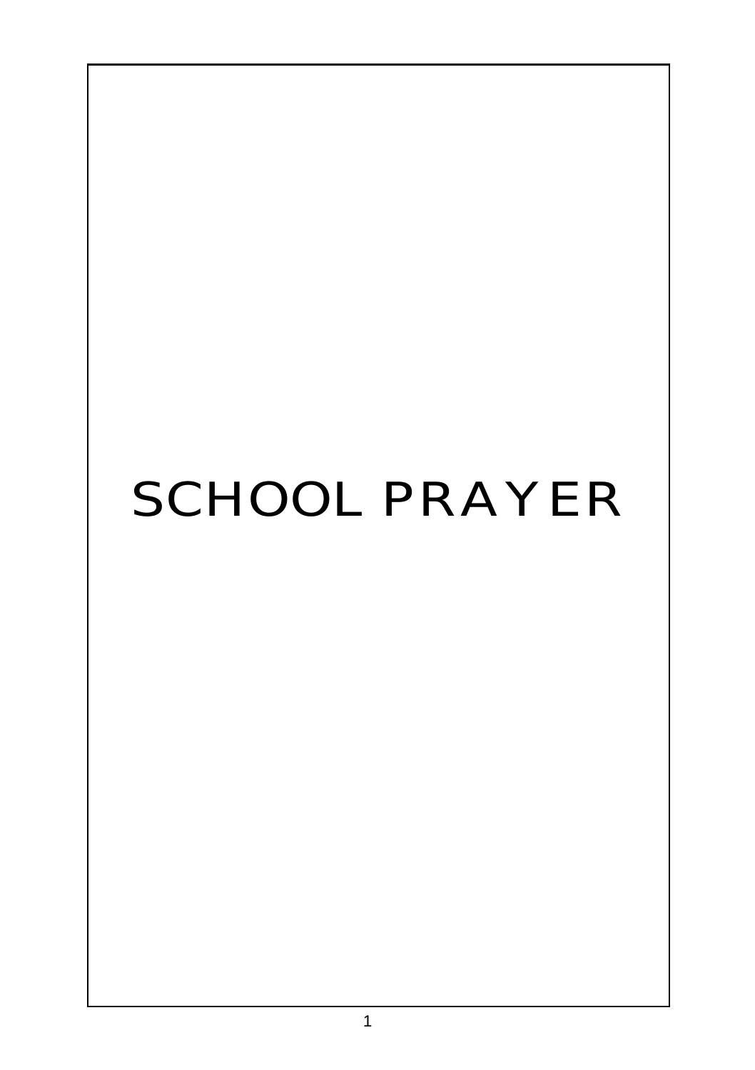# SCHOOL PRAYER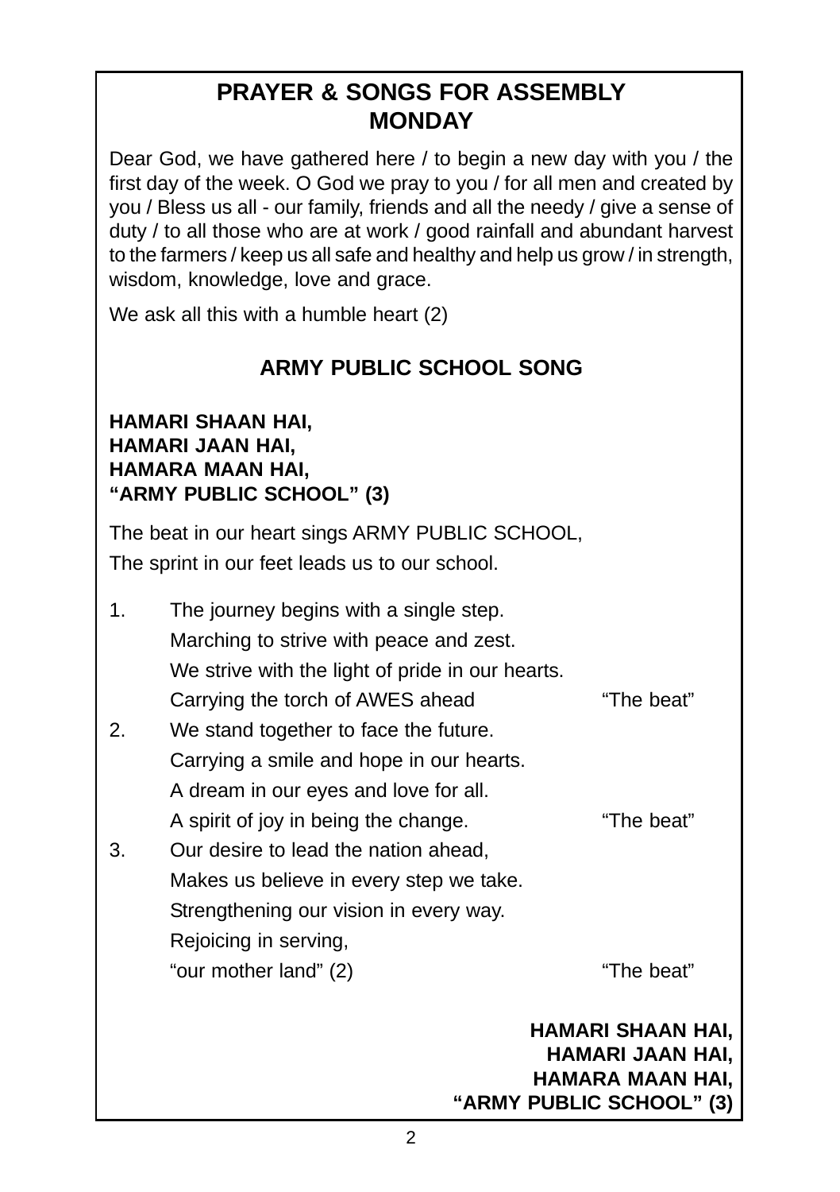# PRAYER & SONGS FOR ASSEMBLY
## MONDAY

Dear God, we have gathered here / to begin a new day with you / the first day of the week. O God we pray to you / for all men and created by you / Bless us all - our family, friends and all the needy / give a sense of duty / to all those who are at work / good rainfall and abundant harvest to the farmers / keep us all safe and healthy and help us grow / in strength, wisdom, knowledge, love and grace.

We ask all this with a humble heart (2)

## ARMY PUBLIC SCHOOL SONG

**HAMARI SHAAN HAI,**
**HAMARI JAAN HAI,**
**HAMARA MAAN HAI,**
**"ARMY PUBLIC SCHOOL" (3)**

The beat in our heart sings ARMY PUBLIC SCHOOL,
The sprint in our feet leads us to our school.

1. The journey begins with a single step.
   Marching to strive with peace and zest.
   We strive with the light of pride in our hearts.
   Carrying the torch of AWES ahead "The beat"
2. We stand together to face the future.
   Carrying a smile and hope in our hearts.
   A dream in our eyes and love for all.
   A spirit of joy in being the change. "The beat"
3. Our desire to lead the nation ahead,
   Makes us believe in every step we take.
   Strengthening our vision in every way.
   Rejoicing in serving,
   "our mother land" (2) "The beat"

**HAMARI SHAAN HAI,**
**HAMARI JAAN HAI,**
**HAMARA MAAN HAI,**
**"ARMY PUBLIC SCHOOL" (3)**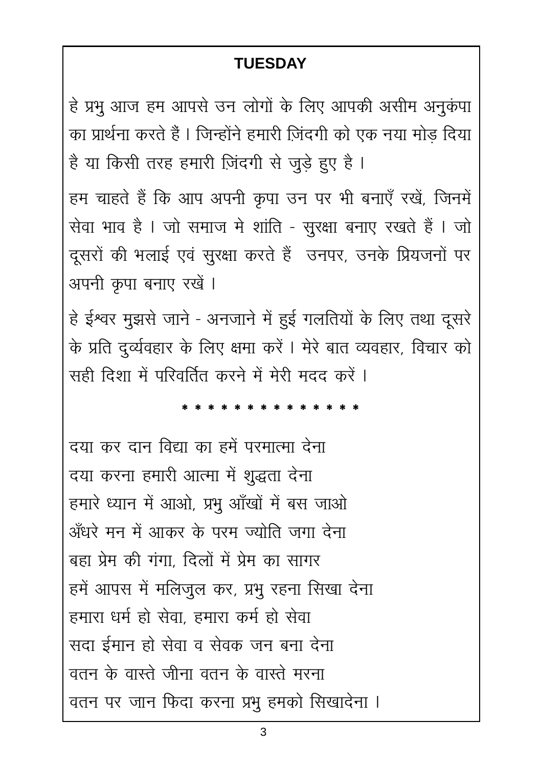## TUESDAY

हे प्रभु आज हम आपसे उन लोगों के लिए आपकी असीम अनुकंपा का प्रार्थना करते हैं । जिन्होंने हमारी ज़िंदगी को एक नया मोड़ दिया है या किसी तरह हमारी ज़िंदगी से जुड़े हुए है ।

हम चाहते हैं कि आप अपनी कृपा उन पर भी बनाएँ रखें, जिनमें सेवा भाव है । जो समाज मे शांति - सुरक्षा बनाए रखते हैं । जो दूसरों की भलाई एवं सुरक्षा करते हैं उनपर, उनके प्रियजनों पर अपनी कृपा बनाए रखें ।

हे ईश्वर मुझसे जाने - अनजाने में हुई गलतियों के लिए तथा दूसरे के प्रति दुर्व्यवहार के लिए क्षमा करें । मेरे बात व्यवहार, विचार को सही दिशा में परिवर्तित करने में मेरी मदद करें ।

* * * * * * * * * * * * * * *

दया कर दान विद्या का हमें परमात्मा देना  
दया करना हमारी आत्मा में शुद्धता देना  
हमारे ध्यान में आओ, प्रभु आँखों में बस जाओ  
अँधरे मन में आकर के परम ज्योति जगा देना  
बहा प्रेम की गंगा, दिलों में प्रेम का सागर  
हमें आपस में मलिजुल कर, प्रभु रहना सिखा देना  
हमारा धर्म हो सेवा, हमारा कर्म हो सेवा  
सदा ईमान हो सेवा व सेवक जन बना देना  
वतन के वास्ते जीना वतन के वास्ते मरना  
वतन पर जान फिदा करना प्रभु हमको सिखादेना ।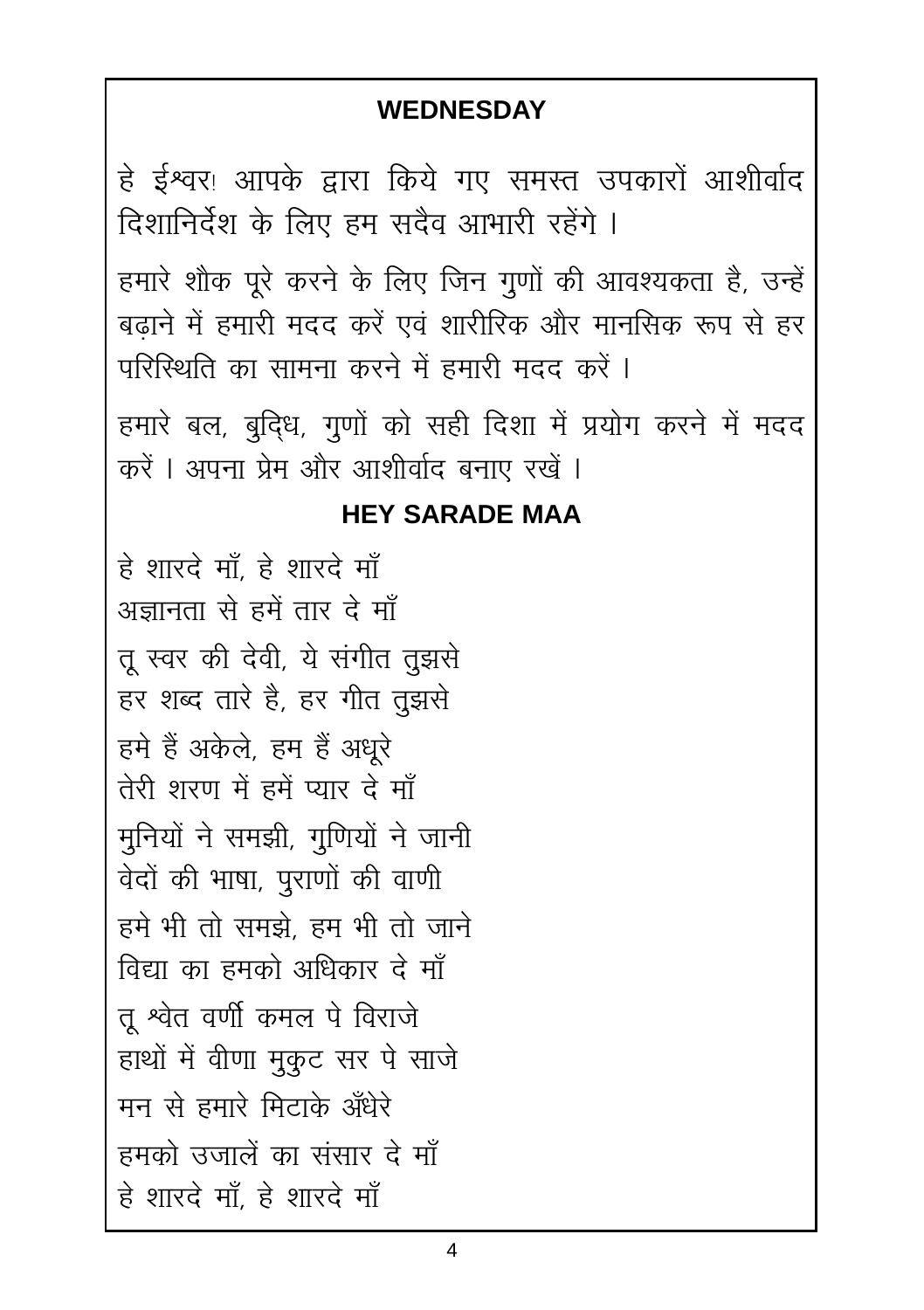## WEDNESDAY

हे ईश्वर! आपके द्वारा किये गए समस्त उपकारों आशीर्वाद दिशानिर्देश के लिए हम सदैव आभारी रहेंगे ।

हमारे शौक पूरे करने के लिए जिन गुणों की आवश्यकता है, उन्हें बढ़ाने में हमारी मदद करें एवं शारीरिक और मानसिक रूप से हर परिस्थिति का सामना करने में हमारी मदद करें ।

हमारे बल, बुद्धि, गुणों को सही दिशा में प्रयोग करने में मदद करें । अपना प्रेम और आशीर्वाद बनाए रखें ।

## HEY SARADE MAA

हे शारदे माँ, हे शारदे माँ
अज्ञानता से हमें तार दे माँ

तू स्वर की देवी, ये संगीत तुझसे
हर शब्द तारे है, हर गीत तुझसे

हमे हैं अकेले, हम हैं अधूरे
तेरी शरण में हमें प्यार दे माँ

मुनियों ने समझी, गुणियों ने जानी
वेदों की भाषा, पुराणों की वाणी

हमे भी तो समझे, हम भी तो जाने
विद्या का हमको अधिकार दे माँ

तू श्वेत वर्णी कमल पे विराजे
हाथों में वीणा मुकुट सर पे साजे

मन से हमारे मिटाके अँधेरे

हमको उजालें का संसार दे माँ
हे शारदे माँ, हे शारदे माँ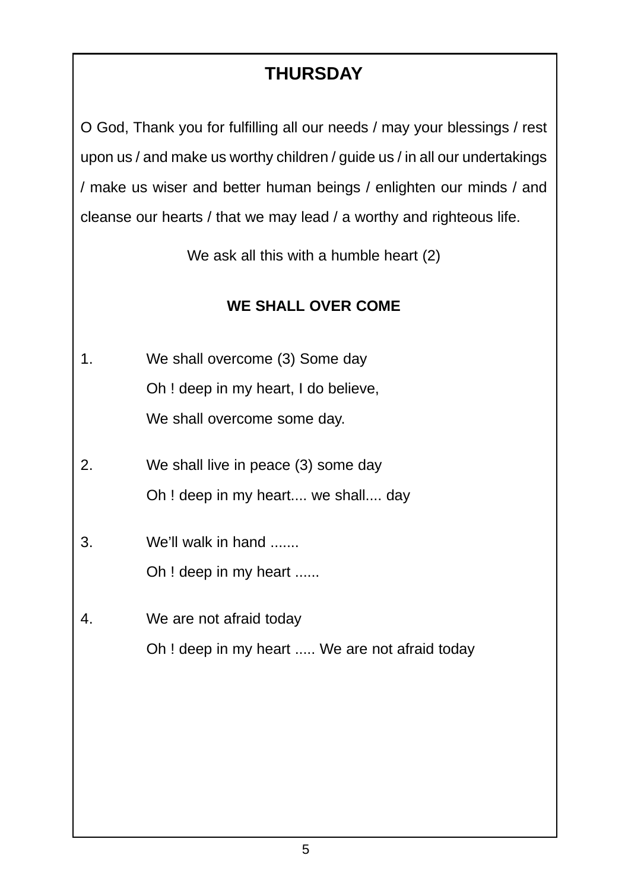# THURSDAY

O God, Thank you for fulfilling all our needs / may your blessings / rest upon us / and make us worthy children / guide us / in all our undertakings / make us wiser and better human beings / enlighten our minds / and cleanse our hearts / that we may lead / a worthy and righteous life.

We ask all this with a humble heart (2)

## WE SHALL OVER COME

1. We shall overcome (3) Some day
   Oh ! deep in my heart, I do believe,
   We shall overcome some day.

2. We shall live in peace (3) some day
   Oh ! deep in my heart.... we shall.... day

3. We’ll walk in hand .......
   Oh ! deep in my heart ......

4. We are not afraid today
   Oh ! deep in my heart ..... We are not afraid today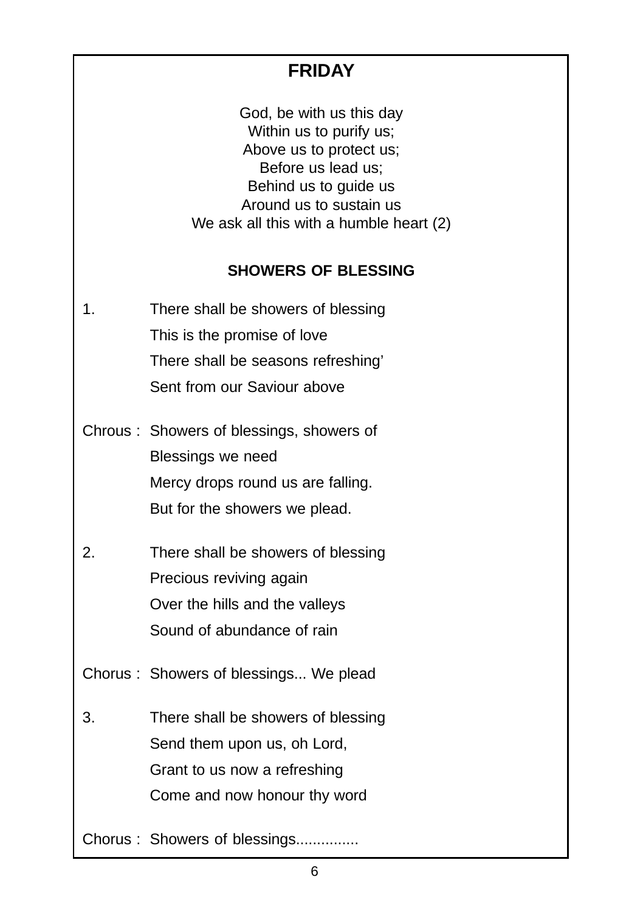# FRIDAY

God, be with us this day
Within us to purify us;
Above us to protect us;
Before us lead us;
Behind us to guide us
Around us to sustain us
We ask all this with a humble heart (2)

## SHOWERS OF BLESSING

1. There shall be showers of blessing
   This is the promise of love
   There shall be seasons refreshing'
   Sent from our Saviour above

Chrous : Showers of blessings, showers of
Blessings we need
Mercy drops round us are falling.
But for the showers we plead.

2. There shall be showers of blessing
   Precious reviving again
   Over the hills and the valleys
   Sound of abundance of rain

Chorus : Showers of blessings... We plead

3. There shall be showers of blessing
   Send them upon us, oh Lord,
   Grant to us now a refreshing
   Come and now honour thy word

Chorus : Showers of blessings...............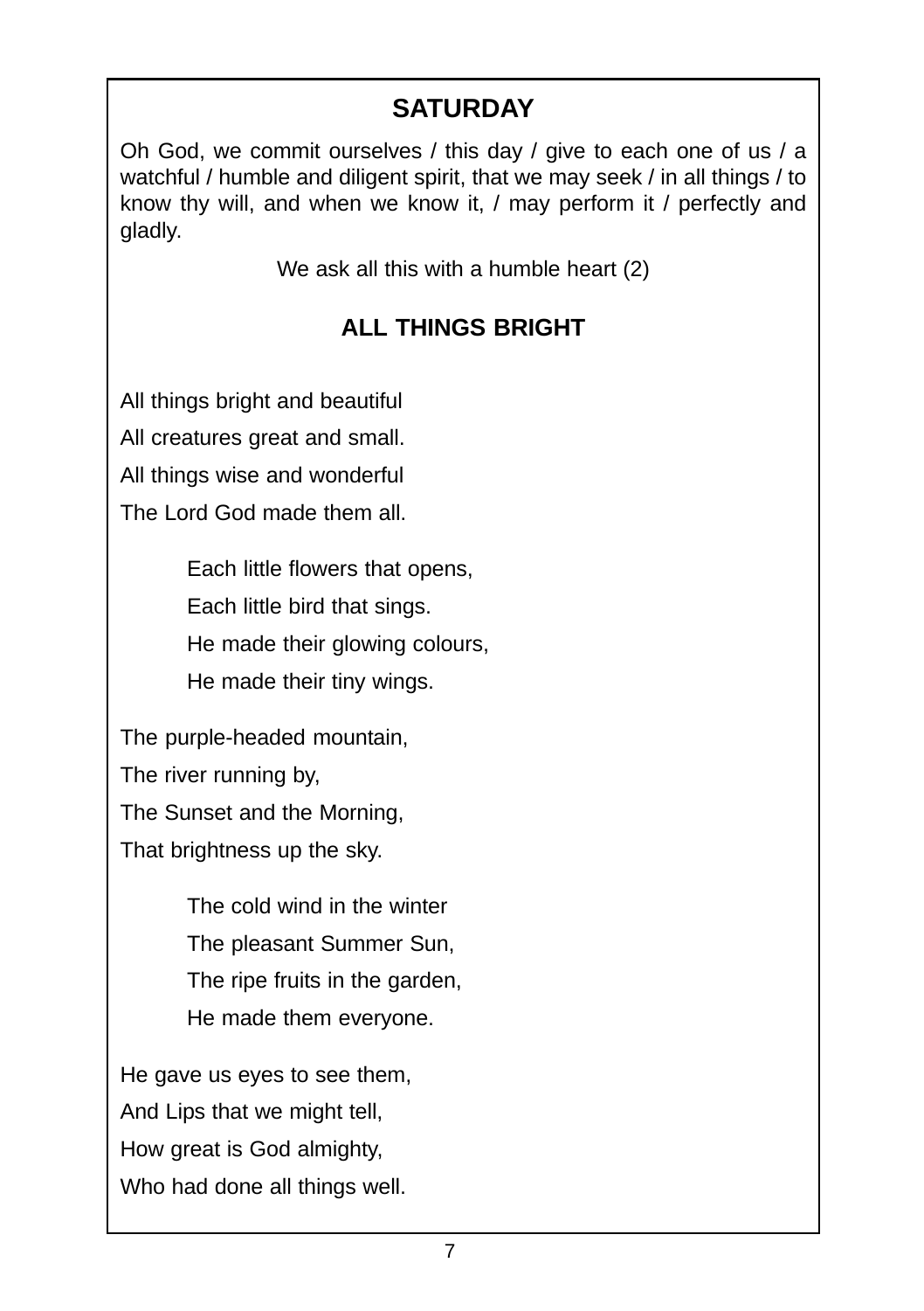## SATURDAY

Oh God, we commit ourselves / this day / give to each one of us / a watchful / humble and diligent spirit, that we may seek / in all things / to know thy will, and when we know it, / may perform it / perfectly and gladly.

We ask all this with a humble heart (2)

## ALL THINGS BRIGHT

All things bright and beautiful
All creatures great and small.
All things wise and wonderful
The Lord God made them all.

Each little flowers that opens,
Each little bird that sings.
He made their glowing colours,
He made their tiny wings.

The purple-headed mountain,
The river running by,
The Sunset and the Morning,
That brightness up the sky.

The cold wind in the winter
The pleasant Summer Sun,
The ripe fruits in the garden,
He made them everyone.

He gave us eyes to see them,
And Lips that we might tell,
How great is God almighty,
Who had done all things well.